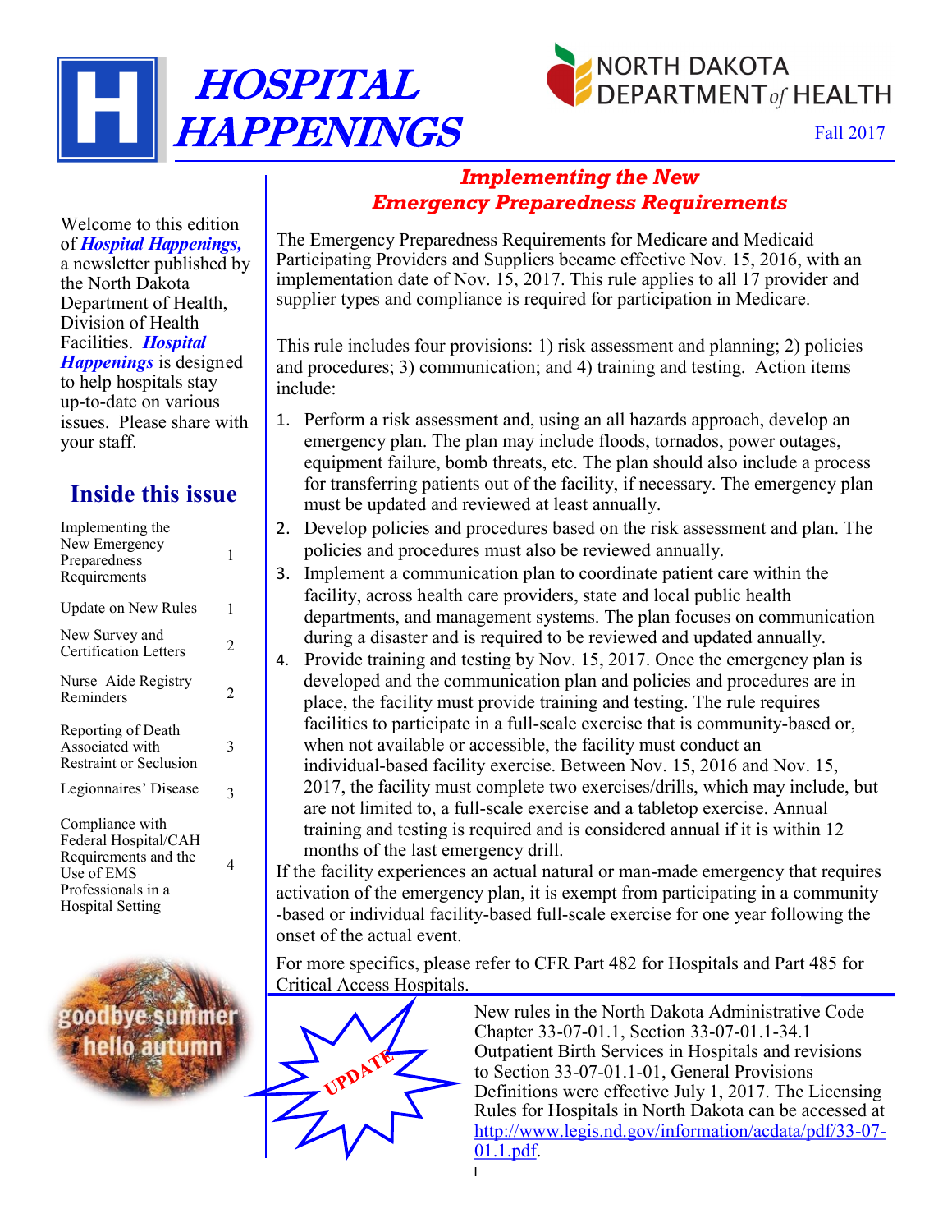# HOSPITAL HAPPENINGS

NORTH DAKOTA DEPARTMENT *of* HEALTH

Fall 2017

Welcome to this edition of ***Hospital Happenings,*** a newsletter published by the North Dakota Department of Health, Division of Health Facilities. ***Hospital Happenings*** is designed to help hospitals stay up-to-date on various issues. Please share with your staff.

## Inside this issue

| | |
|---|---|
| Implementing the New Emergency Preparedness Requirements | 1 |
| Update on New Rules | 1 |
| New Survey and Certification Letters | 2 |
| Nurse Aide Registry Reminders | 2 |
| Reporting of Death Associated with Restraint or Seclusion | 3 |
| Legionnaires' Disease | 3 |
| Compliance with Federal Hospital/CAH Requirements and the Use of EMS Professionals in a Hospital Setting | 4 |

goodbye summer hello autumn

## *Implementing the New Emergency Preparedness Requirements*

The Emergency Preparedness Requirements for Medicare and Medicaid Participating Providers and Suppliers became effective Nov. 15, 2016, with an implementation date of Nov. 15, 2017. This rule applies to all 17 provider and supplier types and compliance is required for participation in Medicare.

This rule includes four provisions: 1) risk assessment and planning; 2) policies and procedures; 3) communication; and 4) training and testing. Action items include:

1. Perform a risk assessment and, using an all hazards approach, develop an emergency plan. The plan may include floods, tornados, power outages, equipment failure, bomb threats, etc. The plan should also include a process for transferring patients out of the facility, if necessary. The emergency plan must be updated and reviewed at least annually.
2. Develop policies and procedures based on the risk assessment and plan. The policies and procedures must also be reviewed annually.
3. Implement a communication plan to coordinate patient care within the facility, across health care providers, state and local public health departments, and management systems. The plan focuses on communication during a disaster and is required to be reviewed and updated annually.
4. Provide training and testing by Nov. 15, 2017. Once the emergency plan is developed and the communication plan and policies and procedures are in place, the facility must provide training and testing. The rule requires facilities to participate in a full-scale exercise that is community-based or, when not available or accessible, the facility must conduct an individual-based facility exercise. Between Nov. 15, 2016 and Nov. 15, 2017, the facility must complete two exercises/drills, which may include, but are not limited to, a full-scale exercise and a tabletop exercise. Annual training and testing is required and is considered annual if it is within 12 months of the last emergency drill.

If the facility experiences an actual natural or man-made emergency that requires activation of the emergency plan, it is exempt from participating in a community-based or individual facility-based full-scale exercise for one year following the onset of the actual event.

For more specifics, please refer to CFR Part 482 for Hospitals and Part 485 for Critical Access Hospitals.

UPDATE

New rules in the North Dakota Administrative Code Chapter 33-07-01.1, Section 33-07-01.1-34.1 Outpatient Birth Services in Hospitals and revisions to Section 33-07-01.1-01, General Provisions – Definitions were effective July 1, 2017. The Licensing Rules for Hospitals in North Dakota can be accessed at http://www.legis.nd.gov/information/acdata/pdf/33-07-01.1.pdf.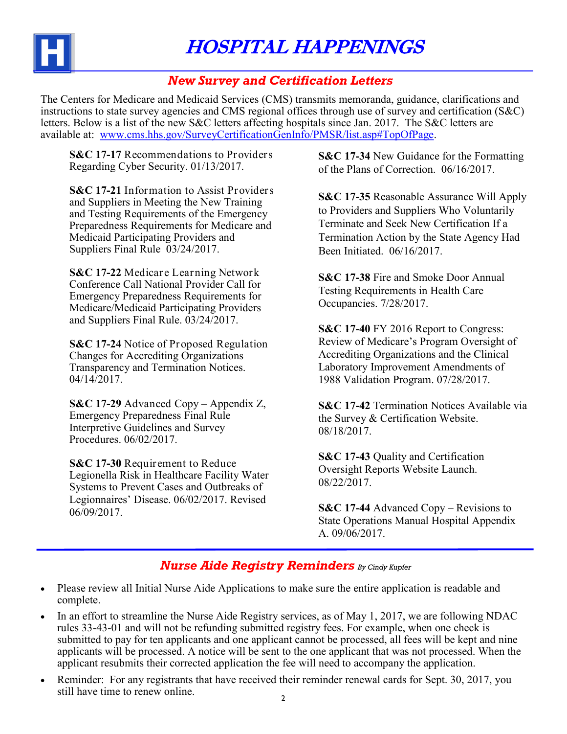# HOSPITAL HAPPENINGS

## New Survey and Certification Letters

The Centers for Medicare and Medicaid Services (CMS) transmits memoranda, guidance, clarifications and instructions to state survey agencies and CMS regional offices through use of survey and certification (S&C) letters. Below is a list of the new S&C letters affecting hospitals since Jan. 2017. The S&C letters are available at: www.cms.hhs.gov/SurveyCertificationGenInfo/PMSR/list.asp#TopOfPage.

**S&C 17-17** Recommendations to Providers Regarding Cyber Security. 01/13/2017.

**S&C 17-21** Information to Assist Providers and Suppliers in Meeting the New Training and Testing Requirements of the Emergency Preparedness Requirements for Medicare and Medicaid Participating Providers and Suppliers Final Rule 03/24/2017.

**S&C 17-22** Medicare Learning Network Conference Call National Provider Call for Emergency Preparedness Requirements for Medicare/Medicaid Participating Providers and Suppliers Final Rule. 03/24/2017.

**S&C 17-24** Notice of Proposed Regulation Changes for Accrediting Organizations Transparency and Termination Notices. 04/14/2017.

**S&C 17-29** Advanced Copy – Appendix Z, Emergency Preparedness Final Rule Interpretive Guidelines and Survey Procedures. 06/02/2017.

**S&C 17-30** Requirement to Reduce Legionella Risk in Healthcare Facility Water Systems to Prevent Cases and Outbreaks of Legionnaires' Disease. 06/02/2017. Revised 06/09/2017.

**S&C 17-34** New Guidance for the Formatting of the Plans of Correction. 06/16/2017.

**S&C 17-35** Reasonable Assurance Will Apply to Providers and Suppliers Who Voluntarily Terminate and Seek New Certification If a Termination Action by the State Agency Had Been Initiated. 06/16/2017.

**S&C 17-38** Fire and Smoke Door Annual Testing Requirements in Health Care Occupancies. 7/28/2017.

**S&C 17-40** FY 2016 Report to Congress: Review of Medicare's Program Oversight of Accrediting Organizations and the Clinical Laboratory Improvement Amendments of 1988 Validation Program. 07/28/2017.

**S&C 17-42** Termination Notices Available via the Survey & Certification Website. 08/18/2017.

**S&C 17-43** Quality and Certification Oversight Reports Website Launch. 08/22/2017.

**S&C 17-44** Advanced Copy – Revisions to State Operations Manual Hospital Appendix A. 09/06/2017.

## Nurse Aide Registry Reminders *By Cindy Kupfer*

- Please review all Initial Nurse Aide Applications to make sure the entire application is readable and complete.
- In an effort to streamline the Nurse Aide Registry services, as of May 1, 2017, we are following NDAC rules 33-43-01 and will not be refunding submitted registry fees. For example, when one check is submitted to pay for ten applicants and one applicant cannot be processed, all fees will be kept and nine applicants will be processed. A notice will be sent to the one applicant that was not processed. When the applicant resubmits their corrected application the fee will need to accompany the application.
- Reminder: For any registrants that have received their reminder renewal cards for Sept. 30, 2017, you still have time to renew online.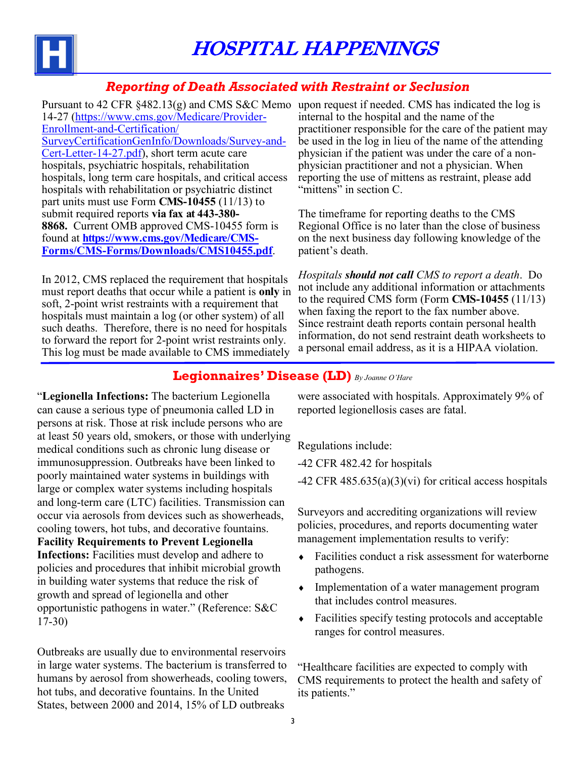# *HOSPITAL HAPPENINGS*

## *Reporting of Death Associated with Restraint or Seclusion*

Pursuant to 42 CFR §482.13(g) and CMS S&C Memo 14-27 (https://www.cms.gov/Medicare/Provider-Enrollment-and-Certification/SurveyCertificationGenInfo/Downloads/Survey-and-Cert-Letter-14-27.pdf), short term acute care hospitals, psychiatric hospitals, rehabilitation hospitals, long term care hospitals, and critical access hospitals with rehabilitation or psychiatric distinct part units must use Form **CMS-10455** (11/13) to submit required reports **via fax at 443-380-8868.** Current OMB approved CMS-10455 form is found at **https://www.cms.gov/Medicare/CMS-Forms/CMS-Forms/Downloads/CMS10455.pdf**.

In 2012, CMS replaced the requirement that hospitals must report deaths that occur while a patient is **only** in soft, 2-point wrist restraints with a requirement that hospitals must maintain a log (or other system) of all such deaths. Therefore, there is no need for hospitals to forward the report for 2-point wrist restraints only. This log must be made available to CMS immediately upon request if needed. CMS has indicated the log is internal to the hospital and the name of the practitioner responsible for the care of the patient may be used in the log in lieu of the name of the attending physician if the patient was under the care of a non-physician practitioner and not a physician. When reporting the use of mittens as restraint, please add "mittens" in section C.

The timeframe for reporting deaths to the CMS Regional Office is no later than the close of business on the next business day following knowledge of the patient's death.

*Hospitals **should not call** CMS to report a death*. Do not include any additional information or attachments to the required CMS form (Form **CMS-10455** (11/13) when faxing the report to the fax number above. Since restraint death reports contain personal health information, do not send restraint death worksheets to a personal email address, as it is a HIPAA violation.

## Legionnaires' Disease (LD) *By Joanne O'Hare*

"**Legionella Infections:** The bacterium Legionella can cause a serious type of pneumonia called LD in persons at risk. Those at risk include persons who are at least 50 years old, smokers, or those with underlying medical conditions such as chronic lung disease or immunosuppression. Outbreaks have been linked to poorly maintained water systems in buildings with large or complex water systems including hospitals and long-term care (LTC) facilities. Transmission can occur via aerosols from devices such as showerheads, cooling towers, hot tubs, and decorative fountains. **Facility Requirements to Prevent Legionella Infections:** Facilities must develop and adhere to policies and procedures that inhibit microbial growth in building water systems that reduce the risk of growth and spread of legionella and other opportunistic pathogens in water." (Reference: S&C 17-30)

Outbreaks are usually due to environmental reservoirs in large water systems. The bacterium is transferred to humans by aerosol from showerheads, cooling towers, hot tubs, and decorative fountains. In the United States, between 2000 and 2014, 15% of LD outbreaks were associated with hospitals. Approximately 9% of reported legionellosis cases are fatal.

Regulations include:

-42 CFR 482.42 for hospitals

-42 CFR 485.635(a)(3)(vi) for critical access hospitals

Surveyors and accrediting organizations will review policies, procedures, and reports documenting water management implementation results to verify:

- Facilities conduct a risk assessment for waterborne pathogens.
- Implementation of a water management program that includes control measures.
- Facilities specify testing protocols and acceptable ranges for control measures.

"Healthcare facilities are expected to comply with CMS requirements to protect the health and safety of its patients."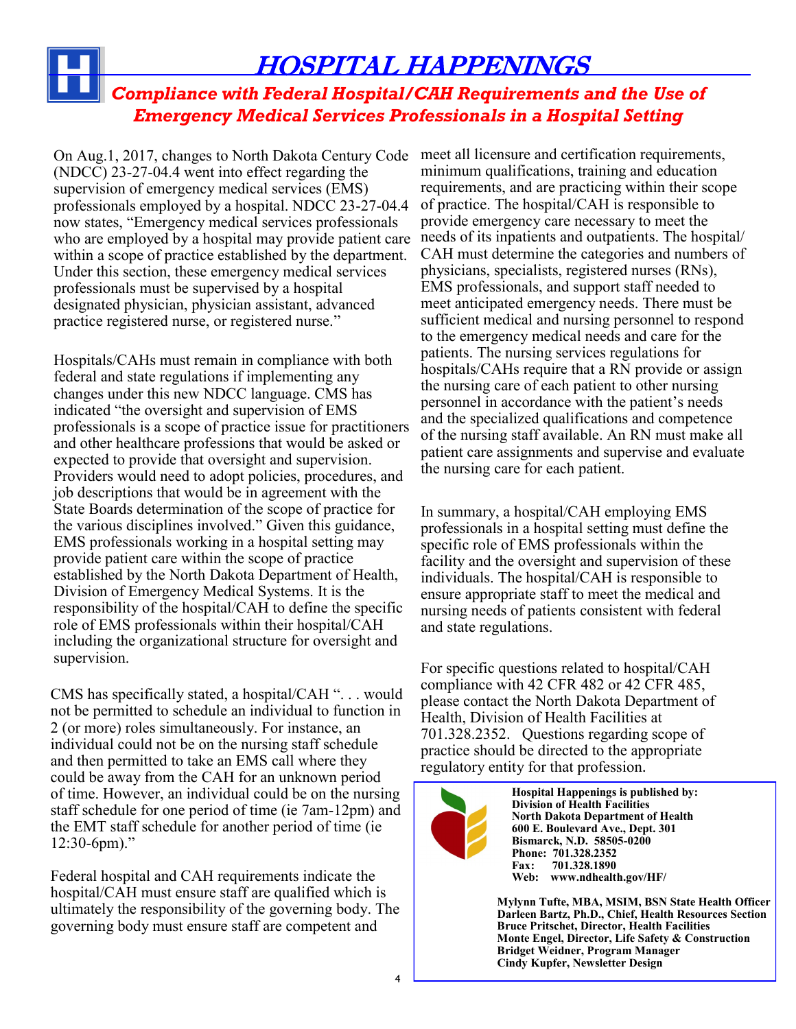# HOSPITAL HAPPENINGS

## *Compliance with Federal Hospital/CAH Requirements and the Use of Emergency Medical Services Professionals in a Hospital Setting*

On Aug.1, 2017, changes to North Dakota Century Code (NDCC) 23-27-04.4 went into effect regarding the supervision of emergency medical services (EMS) professionals employed by a hospital. NDCC 23-27-04.4 now states, "Emergency medical services professionals who are employed by a hospital may provide patient care within a scope of practice established by the department. Under this section, these emergency medical services professionals must be supervised by a hospital designated physician, physician assistant, advanced practice registered nurse, or registered nurse."

Hospitals/CAHs must remain in compliance with both federal and state regulations if implementing any changes under this new NDCC language. CMS has indicated "the oversight and supervision of EMS professionals is a scope of practice issue for practitioners and other healthcare professions that would be asked or expected to provide that oversight and supervision. Providers would need to adopt policies, procedures, and job descriptions that would be in agreement with the State Boards determination of the scope of practice for the various disciplines involved." Given this guidance, EMS professionals working in a hospital setting may provide patient care within the scope of practice established by the North Dakota Department of Health, Division of Emergency Medical Systems. It is the responsibility of the hospital/CAH to define the specific role of EMS professionals within their hospital/CAH including the organizational structure for oversight and supervision.

CMS has specifically stated, a hospital/CAH ". . . would not be permitted to schedule an individual to function in 2 (or more) roles simultaneously. For instance, an individual could not be on the nursing staff schedule and then permitted to take an EMS call where they could be away from the CAH for an unknown period of time. However, an individual could be on the nursing staff schedule for one period of time (ie 7am-12pm) and the EMT staff schedule for another period of time (ie 12:30-6pm)."

Federal hospital and CAH requirements indicate the hospital/CAH must ensure staff are qualified which is ultimately the responsibility of the governing body. The governing body must ensure staff are competent and meet all licensure and certification requirements, minimum qualifications, training and education requirements, and are practicing within their scope of practice. The hospital/CAH is responsible to provide emergency care necessary to meet the needs of its inpatients and outpatients. The hospital/CAH must determine the categories and numbers of physicians, specialists, registered nurses (RNs), EMS professionals, and support staff needed to meet anticipated emergency needs. There must be sufficient medical and nursing personnel to respond to the emergency medical needs and care for the patients. The nursing services regulations for hospitals/CAHs require that a RN provide or assign the nursing care of each patient to other nursing personnel in accordance with the patient's needs and the specialized qualifications and competence of the nursing staff available. An RN must make all patient care assignments and supervise and evaluate the nursing care for each patient.

In summary, a hospital/CAH employing EMS professionals in a hospital setting must define the specific role of EMS professionals within the facility and the oversight and supervision of these individuals. The hospital/CAH is responsible to ensure appropriate staff to meet the medical and nursing needs of patients consistent with federal and state regulations.

For specific questions related to hospital/CAH compliance with 42 CFR 482 or 42 CFR 485, please contact the North Dakota Department of Health, Division of Health Facilities at 701.328.2352. Questions regarding scope of practice should be directed to the appropriate regulatory entity for that profession.

---

**Hospital Happenings is published by:**
**Division of Health Facilities**
**North Dakota Department of Health**
**600 E. Boulevard Ave., Dept. 301**
**Bismarck, N.D. 58505-0200**
**Phone: 701.328.2352**
**Fax: 701.328.1890**
**Web: www.ndhealth.gov/HF/**

**Mylynn Tufte, MBA, MSIM, BSN State Health Officer**
**Darleen Bartz, Ph.D., Chief, Health Resources Section**
**Bruce Pritschet, Director, Health Facilities**
**Monte Engel, Director, Life Safety & Construction**
**Bridget Weidner, Program Manager**
**Cindy Kupfer, Newsletter Design**